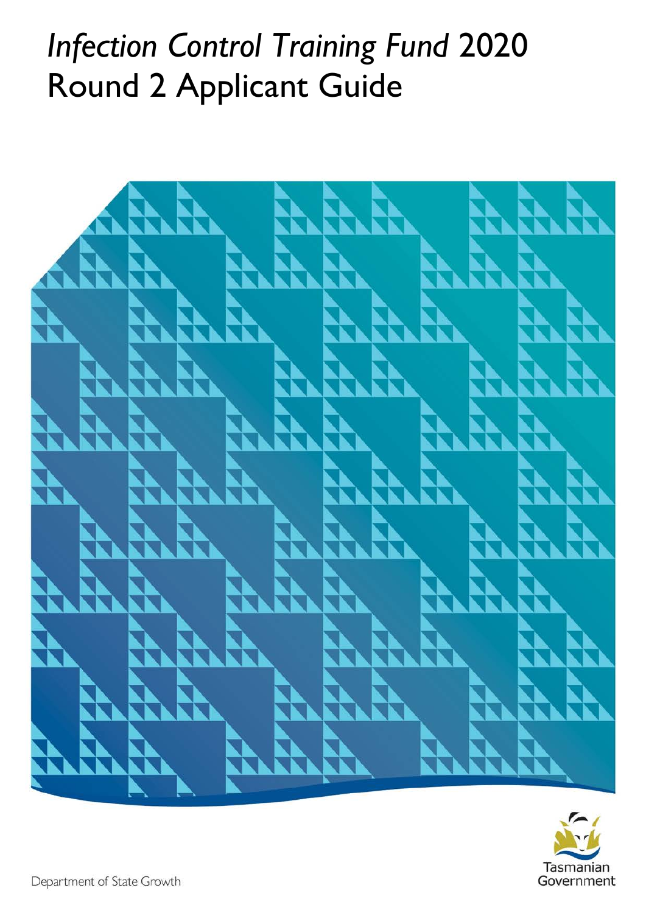# *Infection Control Training Fund* 2020 Round 2 Applicant Guide

Tasmanian Government

Department of State Growth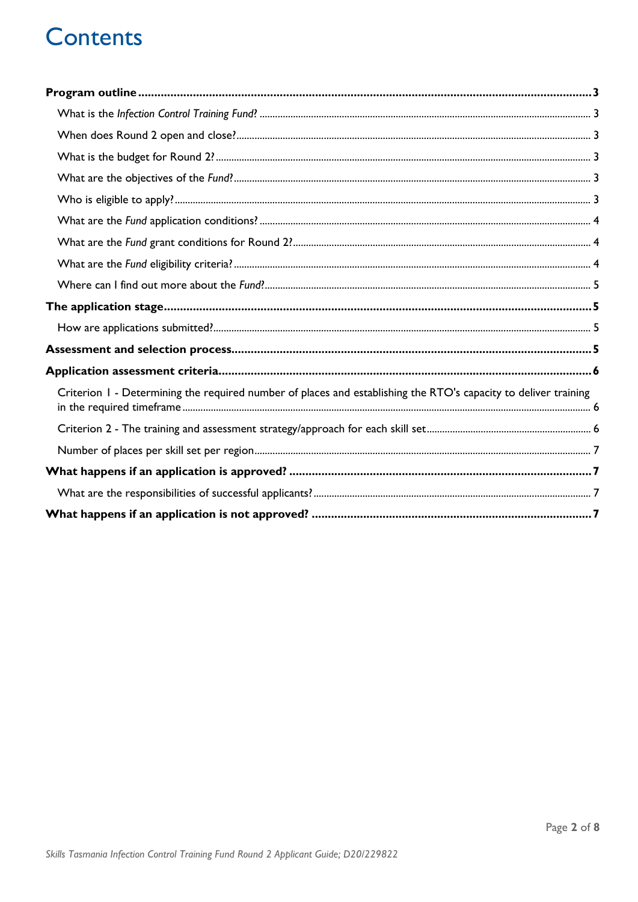# Contents

**Program outline** ... **3**

- What is the *Infection Control Training Fund*? ... 3
- When does Round 2 open and close? ... 3
- What is the budget for Round 2? ... 3
- What are the objectives of the *Fund*? ... 3
- Who is eligible to apply? ... 3
- What are the *Fund* application conditions? ... 4
- What are the *Fund* grant conditions for Round 2? ... 4
- What are the *Fund* eligibility criteria? ... 4
- Where can I find out more about the *Fund*? ... 5

**The application stage** ... **5**

- How are applications submitted? ... 5

**Assessment and selection process** ... **5**

**Application assessment criteria** ... **6**

- Criterion 1 - Determining the required number of places and establishing the RTO's capacity to deliver training in the required timeframe ... 6
- Criterion 2 - The training and assessment strategy/approach for each skill set ... 6
- Number of places per skill set per region ... 7

**What happens if an application is approved?** ... **7**

- What are the responsibilities of successful applicants? ... 7

**What happens if an application is not approved?** ... **7**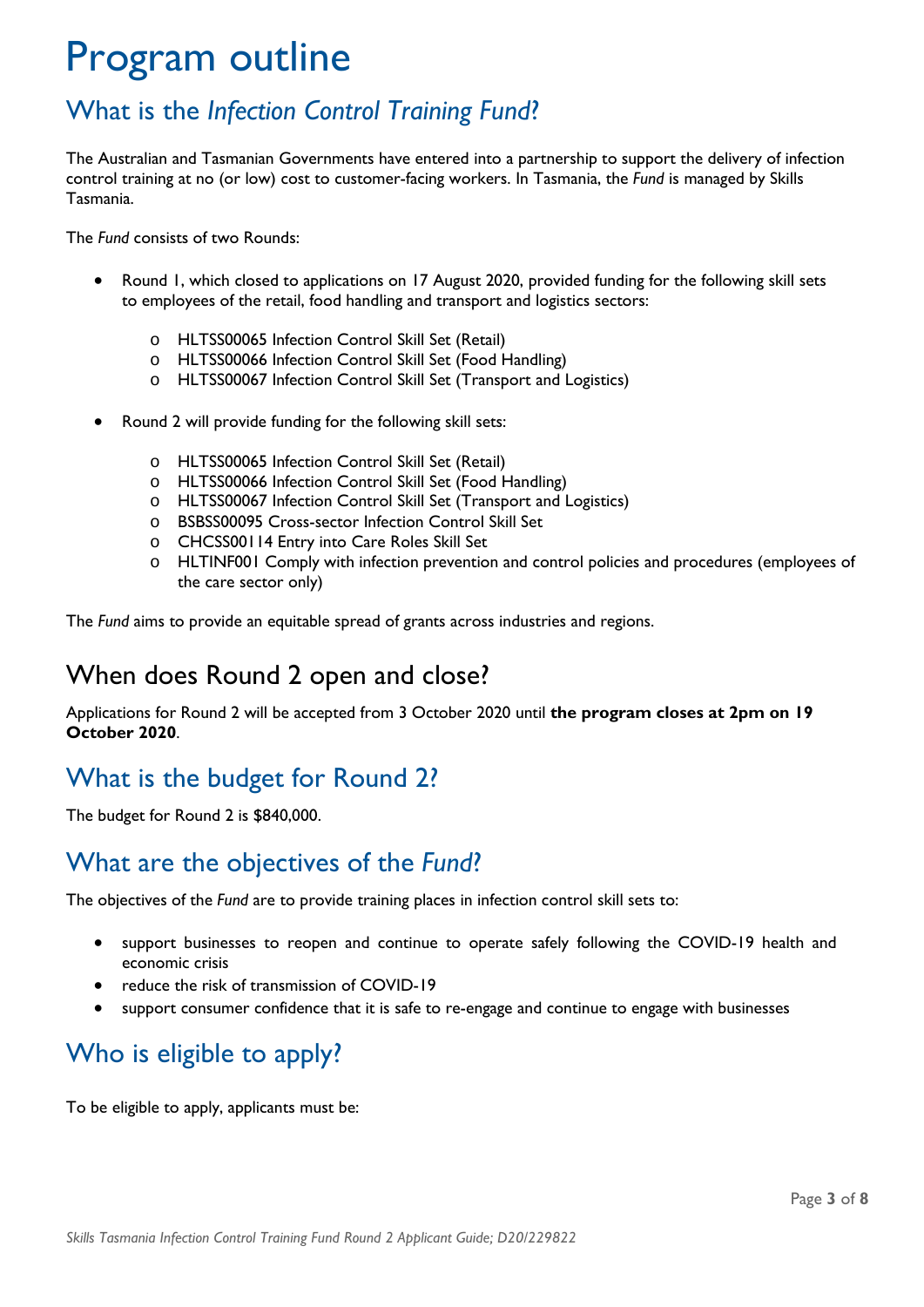# Program outline

## What is the *Infection Control Training Fund*?

The Australian and Tasmanian Governments have entered into a partnership to support the delivery of infection control training at no (or low) cost to customer-facing workers. In Tasmania, the *Fund* is managed by Skills Tasmania.

The *Fund* consists of two Rounds:

- Round 1, which closed to applications on 17 August 2020, provided funding for the following skill sets to employees of the retail, food handling and transport and logistics sectors:
  - HLTSS00065 Infection Control Skill Set (Retail)
  - HLTSS00066 Infection Control Skill Set (Food Handling)
  - HLTSS00067 Infection Control Skill Set (Transport and Logistics)
- Round 2 will provide funding for the following skill sets:
  - HLTSS00065 Infection Control Skill Set (Retail)
  - HLTSS00066 Infection Control Skill Set (Food Handling)
  - HLTSS00067 Infection Control Skill Set (Transport and Logistics)
  - BSBSS00095 Cross-sector Infection Control Skill Set
  - CHCSS00114 Entry into Care Roles Skill Set
  - HLTINF001 Comply with infection prevention and control policies and procedures (employees of the care sector only)

The *Fund* aims to provide an equitable spread of grants across industries and regions.

## When does Round 2 open and close?

Applications for Round 2 will be accepted from 3 October 2020 until **the program closes at 2pm on 19 October 2020**.

## What is the budget for Round 2?

The budget for Round 2 is $840,000.

## What are the objectives of the *Fund*?

The objectives of the *Fund* are to provide training places in infection control skill sets to:

- support businesses to reopen and continue to operate safely following the COVID-19 health and economic crisis
- reduce the risk of transmission of COVID-19
- support consumer confidence that it is safe to re-engage and continue to engage with businesses

## Who is eligible to apply?

To be eligible to apply, applicants must be: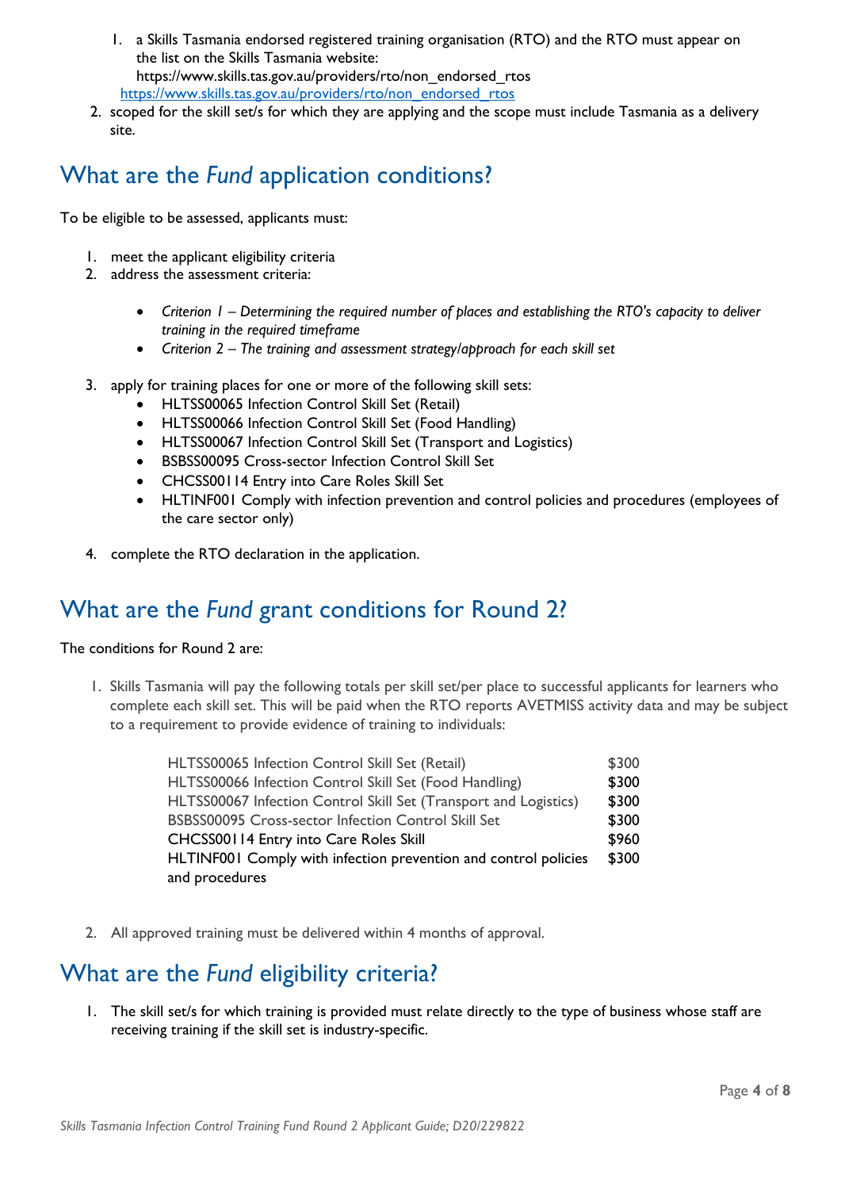1. a Skills Tasmania endorsed registered training organisation (RTO) and the RTO must appear on the list on the Skills Tasmania website: https://www.skills.tas.gov.au/providers/rto/non_endorsed_rtos
   https://www.skills.tas.gov.au/providers/rto/non_endorsed_rtos
2. scoped for the skill set/s for which they are applying and the scope must include Tasmania as a delivery site.

## What are the *Fund* application conditions?

To be eligible to be assessed, applicants must:

1. meet the applicant eligibility criteria
2. address the assessment criteria:
   - *Criterion 1 – Determining the required number of places and establishing the RTO's capacity to deliver training in the required timeframe*
   - *Criterion 2 – The training and assessment strategy/approach for each skill set*
3. apply for training places for one or more of the following skill sets:
   - HLTSS00065 Infection Control Skill Set (Retail)
   - HLTSS00066 Infection Control Skill Set (Food Handling)
   - HLTSS00067 Infection Control Skill Set (Transport and Logistics)
   - BSBSS00095 Cross-sector Infection Control Skill Set
   - CHCSS00114 Entry into Care Roles Skill Set
   - HLTINF001 Comply with infection prevention and control policies and procedures (employees of the care sector only)
4. complete the RTO declaration in the application.

## What are the *Fund* grant conditions for Round 2?

The conditions for Round 2 are:

1. Skills Tasmania will pay the following totals per skill set/per place to successful applicants for learners who complete each skill set. This will be paid when the RTO reports AVETMISS activity data and may be subject to a requirement to provide evidence of training to individuals:

| | |
|---|---|
| HLTSS00065 Infection Control Skill Set (Retail) | $300 |
| HLTSS00066 Infection Control Skill Set (Food Handling) | $300 |
| HLTSS00067 Infection Control Skill Set (Transport and Logistics) | $300 |
| BSBSS00095 Cross-sector Infection Control Skill Set | $300 |
| CHCSS00114 Entry into Care Roles Skill | $960 |
| HLTINF001 Comply with infection prevention and control policies and procedures | $300 |

2. All approved training must be delivered within 4 months of approval.

## What are the *Fund* eligibility criteria?

1. The skill set/s for which training is provided must relate directly to the type of business whose staff are receiving training if the skill set is industry-specific.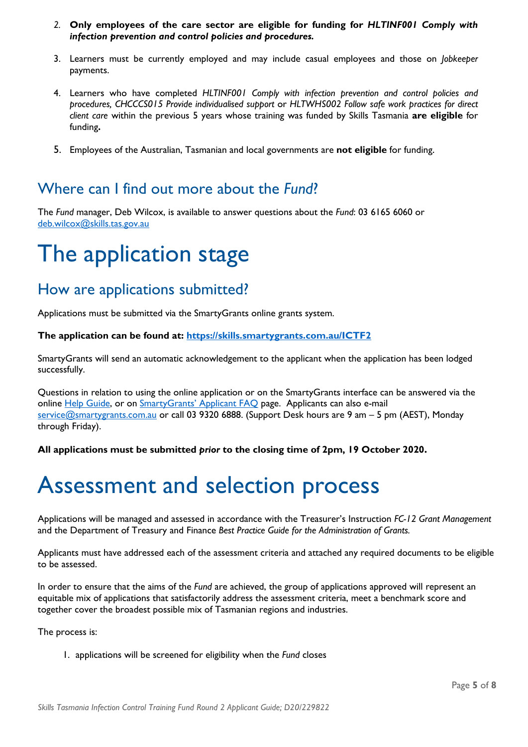2. **Only employees of the care sector are eligible for funding for *HLTINF001 Comply with infection prevention and control policies and procedures.***

3. Learners must be currently employed and may include casual employees and those on *Jobkeeper* payments.

4. Learners who have completed *HLTINF001 Comply with infection prevention and control policies and procedures, CHCCCS015 Provide individualised support* or *HLTWHS002 Follow safe work practices for direct client care* within the previous 5 years whose training was funded by Skills Tasmania **are eligible** for funding**.**

5. Employees of the Australian, Tasmanian and local governments are **not eligible** for funding.

## Where can I find out more about the *Fund*?

The *Fund* manager, Deb Wilcox, is available to answer questions about the *Fund*: 03 6165 6060 or deb.wilcox@skills.tas.gov.au

# The application stage

## How are applications submitted?

Applications must be submitted via the SmartyGrants online grants system.

**The application can be found at: https://skills.smartygrants.com.au/ICTF2**

SmartyGrants will send an automatic acknowledgement to the applicant when the application has been lodged successfully.

Questions in relation to using the online application or on the SmartyGrants interface can be answered via the online Help Guide, or on SmartyGrants' Applicant FAQ page. Applicants can also e-mail service@smartygrants.com.au or call 03 9320 6888. (Support Desk hours are 9 am – 5 pm (AEST), Monday through Friday).

**All applications must be submitted *prior* to the closing time of 2pm, 19 October 2020.**

# Assessment and selection process

Applications will be managed and assessed in accordance with the Treasurer's Instruction *FC-12 Grant Management* and the Department of Treasury and Finance *Best Practice Guide for the Administration of Grants.*

Applicants must have addressed each of the assessment criteria and attached any required documents to be eligible to be assessed.

In order to ensure that the aims of the *Fund* are achieved, the group of applications approved will represent an equitable mix of applications that satisfactorily address the assessment criteria, meet a benchmark score and together cover the broadest possible mix of Tasmanian regions and industries.

The process is:

1. applications will be screened for eligibility when the *Fund* closes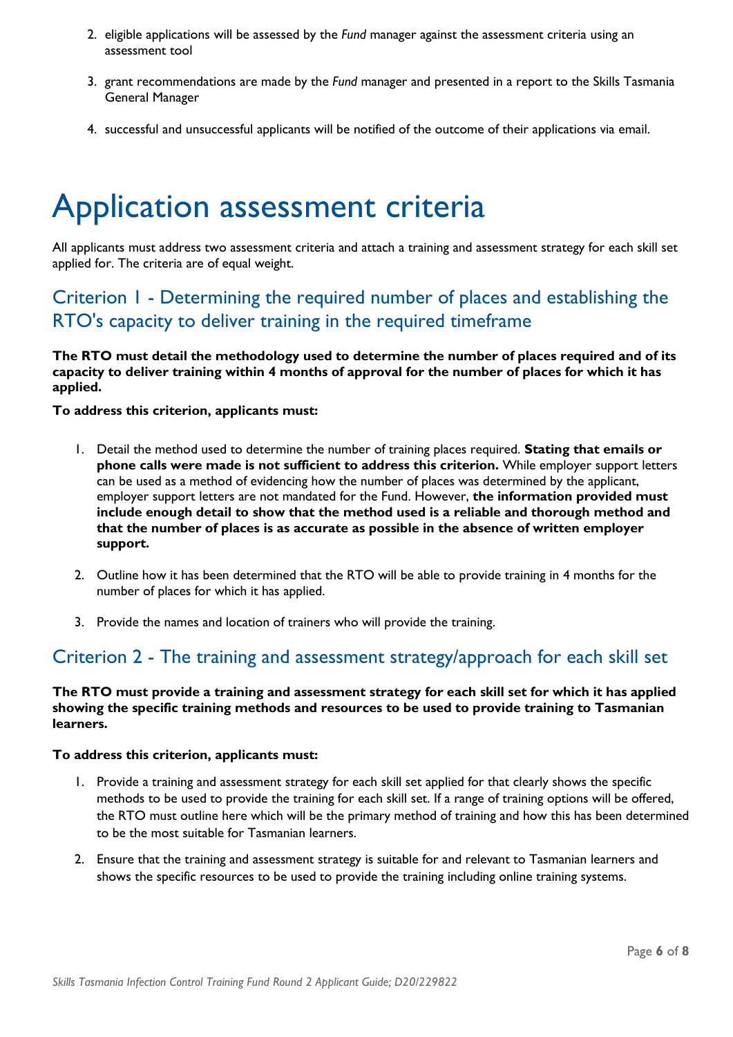2. eligible applications will be assessed by the *Fund* manager against the assessment criteria using an assessment tool

3. grant recommendations are made by the *Fund* manager and presented in a report to the Skills Tasmania General Manager

4. successful and unsuccessful applicants will be notified of the outcome of their applications via email.

# Application assessment criteria

All applicants must address two assessment criteria and attach a training and assessment strategy for each skill set applied for. The criteria are of equal weight.

## Criterion 1 - Determining the required number of places and establishing the RTO's capacity to deliver training in the required timeframe

**The RTO must detail the methodology used to determine the number of places required and of its capacity to deliver training within 4 months of approval for the number of places for which it has applied.**

**To address this criterion, applicants must:**

1. Detail the method used to determine the number of training places required. **Stating that emails or phone calls were made is not sufficient to address this criterion.** While employer support letters can be used as a method of evidencing how the number of places was determined by the applicant, employer support letters are not mandated for the Fund. However, **the information provided must include enough detail to show that the method used is a reliable and thorough method and that the number of places is as accurate as possible in the absence of written employer support.**

2. Outline how it has been determined that the RTO will be able to provide training in 4 months for the number of places for which it has applied.

3. Provide the names and location of trainers who will provide the training.

## Criterion 2 - The training and assessment strategy/approach for each skill set

**The RTO must provide a training and assessment strategy for each skill set for which it has applied showing the specific training methods and resources to be used to provide training to Tasmanian learners.**

**To address this criterion, applicants must:**

1. Provide a training and assessment strategy for each skill set applied for that clearly shows the specific methods to be used to provide the training for each skill set. If a range of training options will be offered, the RTO must outline here which will be the primary method of training and how this has been determined to be the most suitable for Tasmanian learners.

2. Ensure that the training and assessment strategy is suitable for and relevant to Tasmanian learners and shows the specific resources to be used to provide the training including online training systems.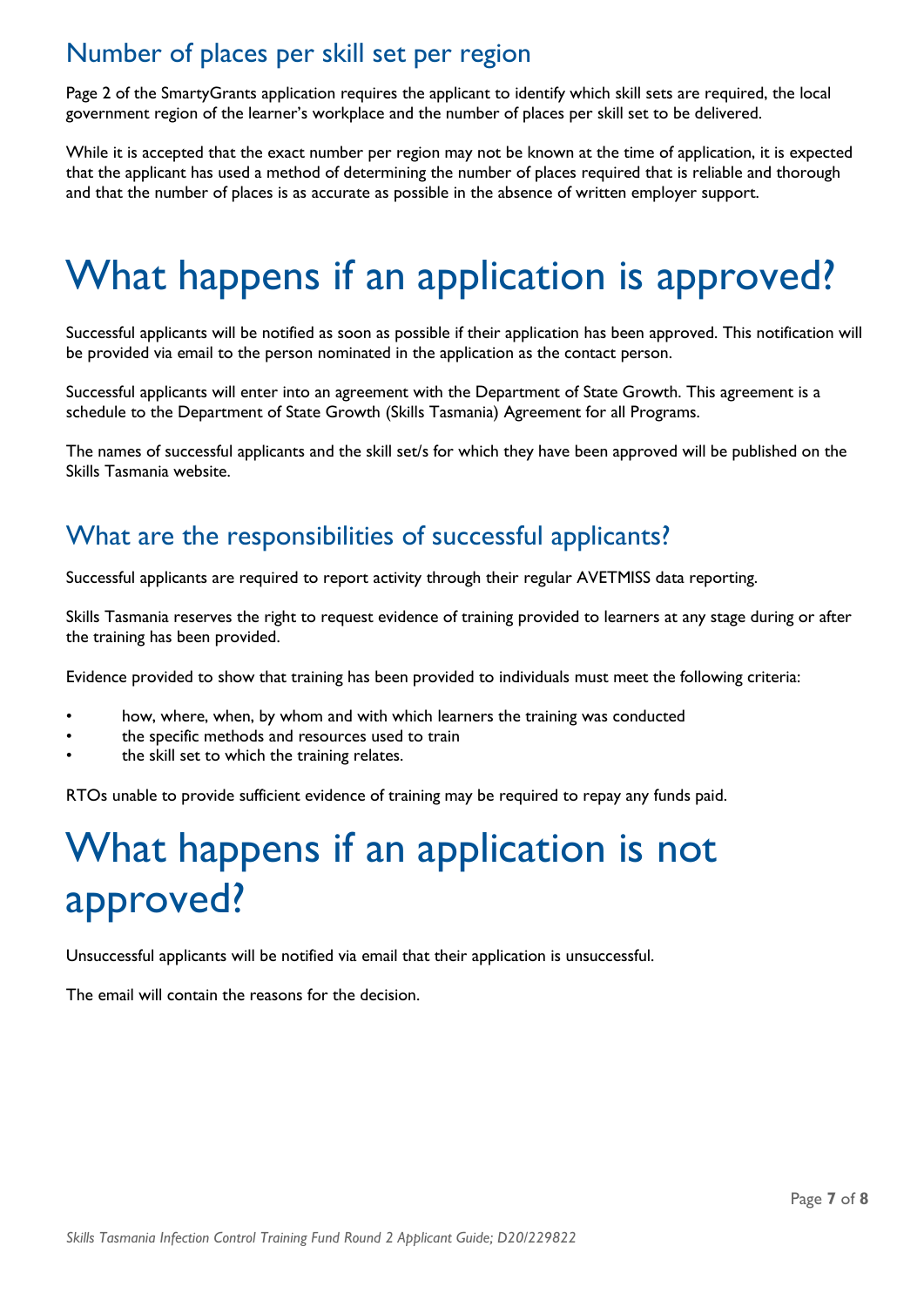## Number of places per skill set per region

Page 2 of the SmartyGrants application requires the applicant to identify which skill sets are required, the local government region of the learner's workplace and the number of places per skill set to be delivered.

While it is accepted that the exact number per region may not be known at the time of application, it is expected that the applicant has used a method of determining the number of places required that is reliable and thorough and that the number of places is as accurate as possible in the absence of written employer support.

# What happens if an application is approved?

Successful applicants will be notified as soon as possible if their application has been approved. This notification will be provided via email to the person nominated in the application as the contact person.

Successful applicants will enter into an agreement with the Department of State Growth. This agreement is a schedule to the Department of State Growth (Skills Tasmania) Agreement for all Programs.

The names of successful applicants and the skill set/s for which they have been approved will be published on the Skills Tasmania website.

## What are the responsibilities of successful applicants?

Successful applicants are required to report activity through their regular AVETMISS data reporting.

Skills Tasmania reserves the right to request evidence of training provided to learners at any stage during or after the training has been provided.

Evidence provided to show that training has been provided to individuals must meet the following criteria:

- how, where, when, by whom and with which learners the training was conducted
- the specific methods and resources used to train
- the skill set to which the training relates.

RTOs unable to provide sufficient evidence of training may be required to repay any funds paid.

# What happens if an application is not approved?

Unsuccessful applicants will be notified via email that their application is unsuccessful.

The email will contain the reasons for the decision.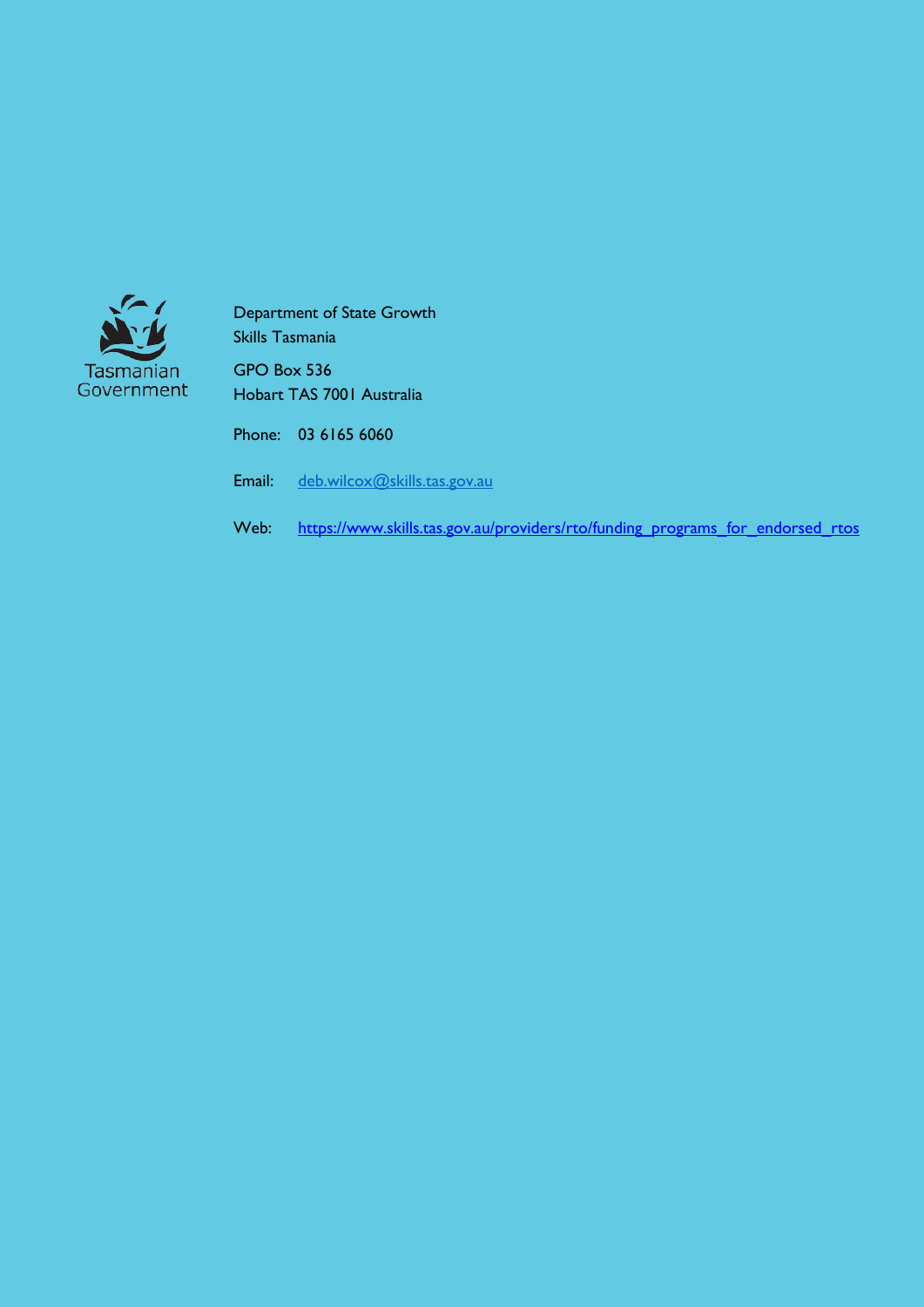Tasmanian Government

Department of State Growth
Skills Tasmania

GPO Box 536
Hobart TAS 7001 Australia

Phone: 03 6165 6060

Email: deb.wilcox@skills.tas.gov.au

Web: https://www.skills.tas.gov.au/providers/rto/funding_programs_for_endorsed_rtos